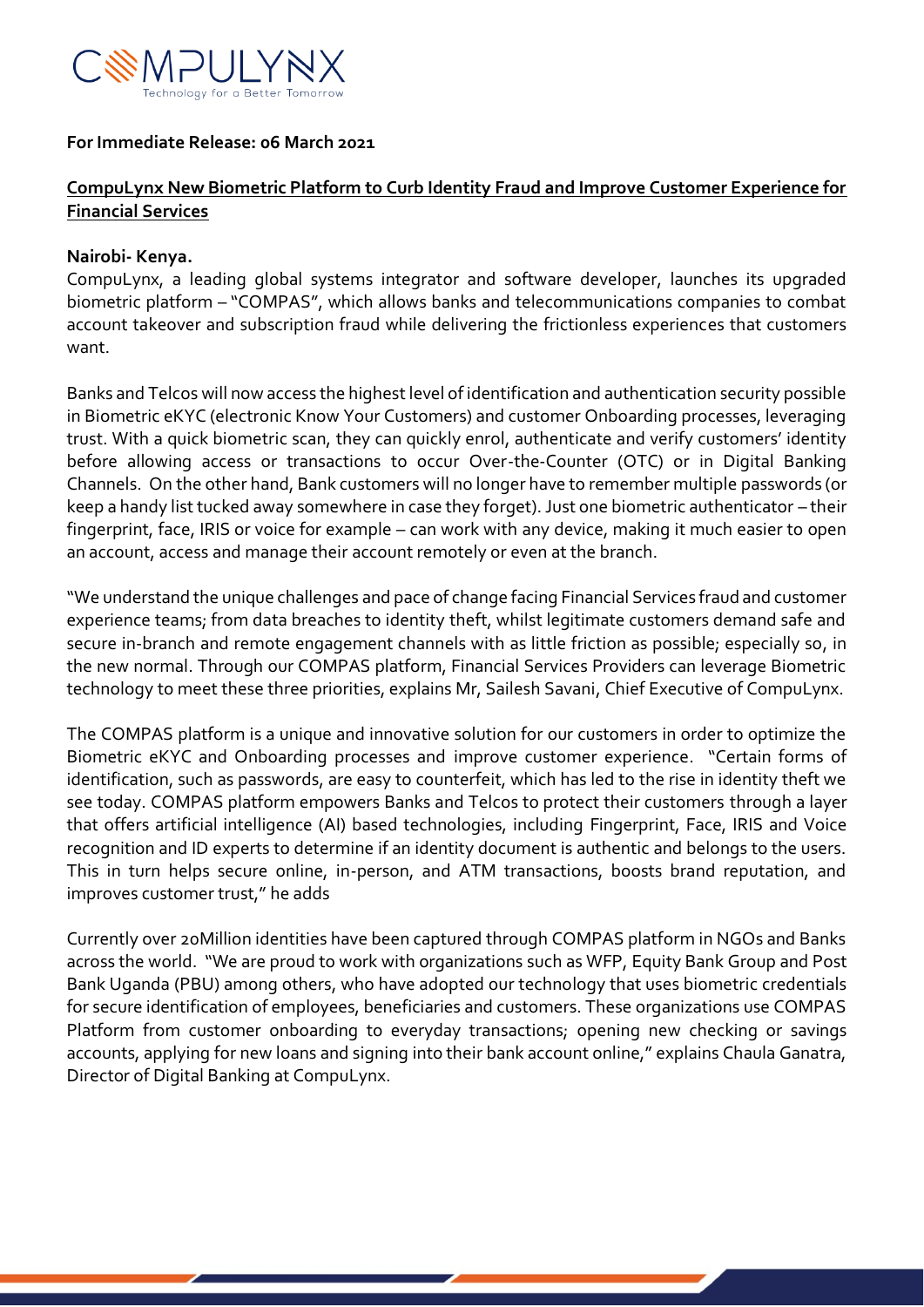**For Immediate Release: 06 March 2021**

**CompuLynx New Biometric Platform to Curb Identity Fraud and Improve Customer Experience for Financial Services**

**Nairobi- Kenya.**

CompuLynx, a leading global systems integrator and software developer, launches its upgraded biometric platform – "COMPAS", which allows banks and telecommunications companies to combat account takeover and subscription fraud while delivering the frictionless experiences that customers want.

Banks and Telcos will now access the highest level of identification and authentication security possible in Biometric eKYC (electronic Know Your Customers) and customer Onboarding processes, leveraging trust. With a quick biometric scan, they can quickly enrol, authenticate and verify customers' identity before allowing access or transactions to occur Over-the-Counter (OTC) or in Digital Banking Channels. On the other hand, Bank customers will no longer have to remember multiple passwords (or keep a handy list tucked away somewhere in case they forget). Just one biometric authenticator – their fingerprint, face, IRIS or voice for example – can work with any device, making it much easier to open an account, access and manage their account remotely or even at the branch.

"We understand the unique challenges and pace of change facing Financial Services fraud and customer experience teams; from data breaches to identity theft, whilst legitimate customers demand safe and secure in-branch and remote engagement channels with as little friction as possible; especially so, in the new normal. Through our COMPAS platform, Financial Services Providers can leverage Biometric technology to meet these three priorities, explains Mr, Sailesh Savani, Chief Executive of CompuLynx.

The COMPAS platform is a unique and innovative solution for our customers in order to optimize the Biometric eKYC and Onboarding processes and improve customer experience. "Certain forms of identification, such as passwords, are easy to counterfeit, which has led to the rise in identity theft we see today. COMPAS platform empowers Banks and Telcos to protect their customers through a layer that offers artificial intelligence (AI) based technologies, including Fingerprint, Face, IRIS and Voice recognition and ID experts to determine if an identity document is authentic and belongs to the users. This in turn helps secure online, in-person, and ATM transactions, boosts brand reputation, and improves customer trust," he adds

Currently over 20Million identities have been captured through COMPAS platform in NGOs and Banks across the world. "We are proud to work with organizations such as WFP, Equity Bank Group and Post Bank Uganda (PBU) among others, who have adopted our technology that uses biometric credentials for secure identification of employees, beneficiaries and customers. These organizations use COMPAS Platform from customer onboarding to everyday transactions; opening new checking or savings accounts, applying for new loans and signing into their bank account online," explains Chaula Ganatra, Director of Digital Banking at CompuLynx.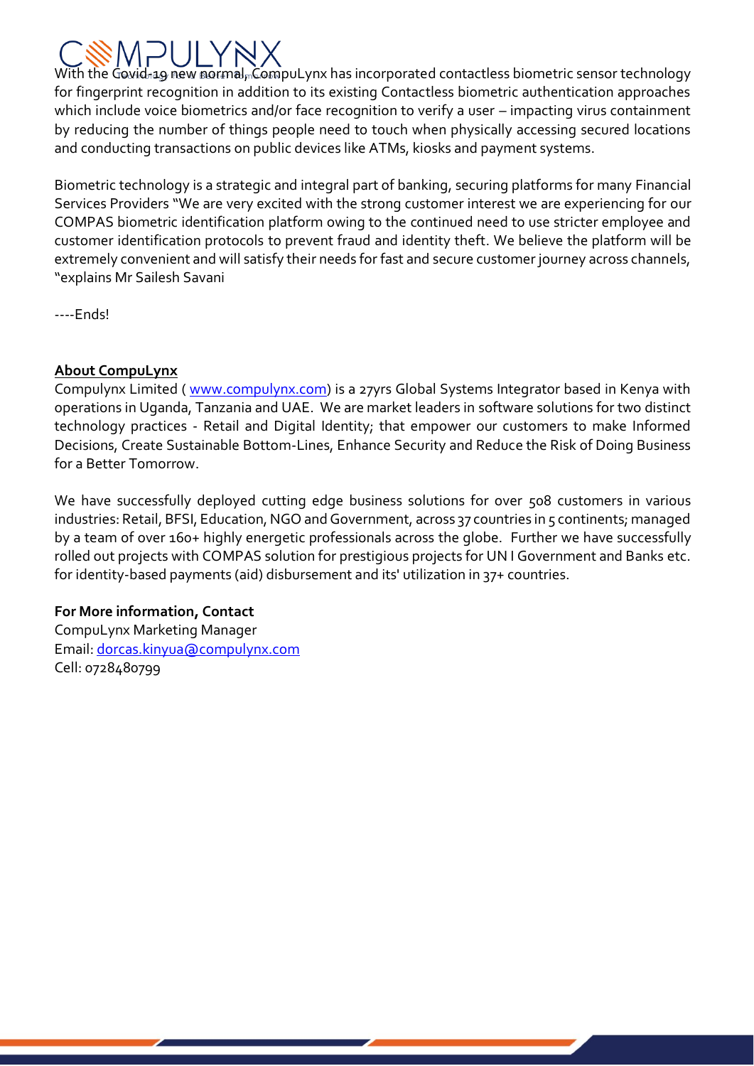With the Covid-19 new normal, CompuLynx has incorporated contactless biometric sensor technology for fingerprint recognition in addition to its existing Contactless biometric authentication approaches which include voice biometrics and/or face recognition to verify a user – impacting virus containment by reducing the number of things people need to touch when physically accessing secured locations and conducting transactions on public devices like ATMs, kiosks and payment systems.

Biometric technology is a strategic and integral part of banking, securing platforms for many Financial Services Providers "We are very excited with the strong customer interest we are experiencing for our COMPAS biometric identification platform owing to the continued need to use stricter employee and customer identification protocols to prevent fraud and identity theft. We believe the platform will be extremely convenient and will satisfy their needs for fast and secure customer journey across channels, "explains Mr Sailesh Savani

----Ends!

**About CompuLynx**

Compulynx Limited ( www.compulynx.com) is a 27yrs Global Systems Integrator based in Kenya with operations in Uganda, Tanzania and UAE. We are market leaders in software solutions for two distinct technology practices - Retail and Digital Identity; that empower our customers to make Informed Decisions, Create Sustainable Bottom-Lines, Enhance Security and Reduce the Risk of Doing Business for a Better Tomorrow.

We have successfully deployed cutting edge business solutions for over 508 customers in various industries: Retail, BFSI, Education, NGO and Government, across 37 countries in 5 continents; managed by a team of over 160+ highly energetic professionals across the globe. Further we have successfully rolled out projects with COMPAS solution for prestigious projects for UN I Government and Banks etc. for identity-based payments (aid) disbursement and its' utilization in 37+ countries.

**For More information, Contact**

CompuLynx Marketing Manager
Email: dorcas.kinyua@compulynx.com
Cell: 0728480799